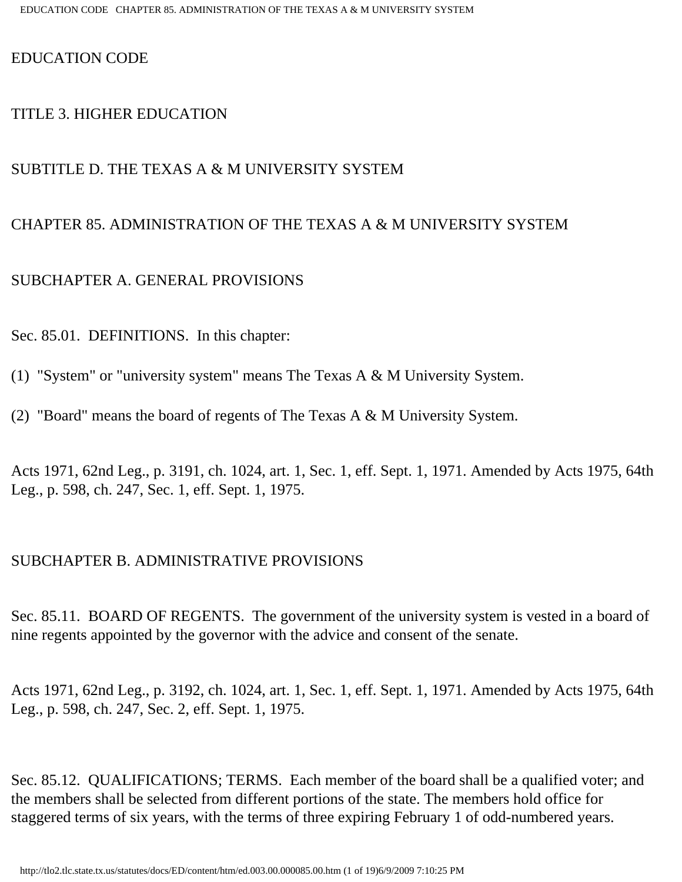# EDUCATION CODE

## TITLE 3. HIGHER EDUCATION

## SUBTITLE D. THE TEXAS A & M UNIVERSITY SYSTEM

## CHAPTER 85. ADMINISTRATION OF THE TEXAS A & M UNIVERSITY SYSTEM

### SUBCHAPTER A. GENERAL PROVISIONS

Sec. 85.01. DEFINITIONS. In this chapter:

(1) "System" or "university system" means The Texas A & M University System.

(2) "Board" means the board of regents of The Texas A & M University System.

Acts 1971, 62nd Leg., p. 3191, ch. 1024, art. 1, Sec. 1, eff. Sept. 1, 1971. Amended by Acts 1975, 64th Leg., p. 598, ch. 247, Sec. 1, eff. Sept. 1, 1975.

### SUBCHAPTER B. ADMINISTRATIVE PROVISIONS

Sec. 85.11. BOARD OF REGENTS. The government of the university system is vested in a board of nine regents appointed by the governor with the advice and consent of the senate.

Acts 1971, 62nd Leg., p. 3192, ch. 1024, art. 1, Sec. 1, eff. Sept. 1, 1971. Amended by Acts 1975, 64th Leg., p. 598, ch. 247, Sec. 2, eff. Sept. 1, 1975.

Sec. 85.12. QUALIFICATIONS; TERMS. Each member of the board shall be a qualified voter; and the members shall be selected from different portions of the state. The members hold office for staggered terms of six years, with the terms of three expiring February 1 of odd-numbered years.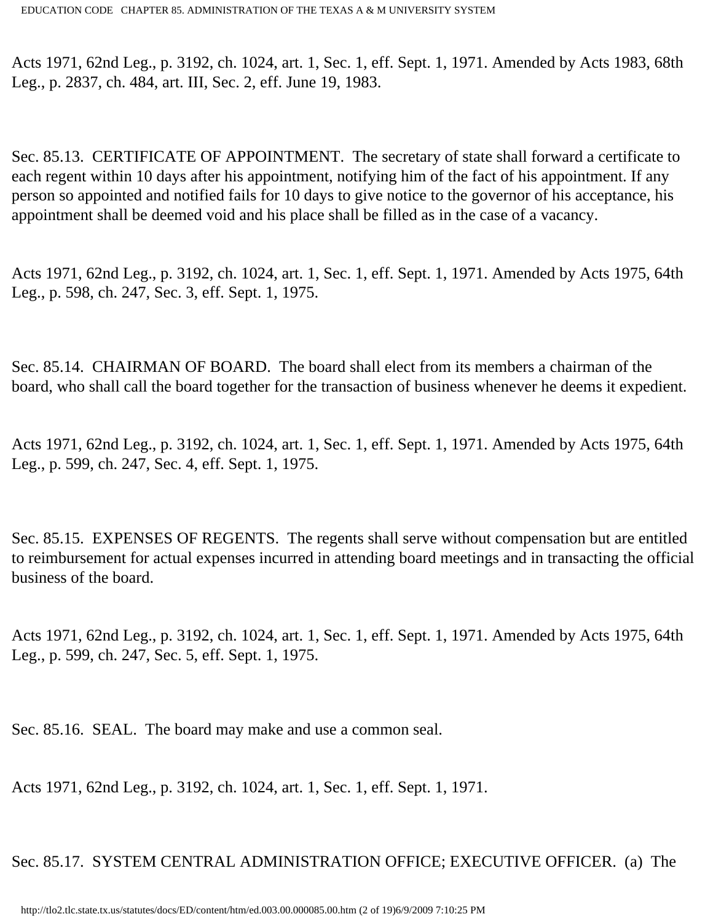Acts 1971, 62nd Leg., p. 3192, ch. 1024, art. 1, Sec. 1, eff. Sept. 1, 1971. Amended by Acts 1983, 68th Leg., p. 2837, ch. 484, art. III, Sec. 2, eff. June 19, 1983.

Sec. 85.13. CERTIFICATE OF APPOINTMENT. The secretary of state shall forward a certificate to each regent within 10 days after his appointment, notifying him of the fact of his appointment. If any person so appointed and notified fails for 10 days to give notice to the governor of his acceptance, his appointment shall be deemed void and his place shall be filled as in the case of a vacancy.

Acts 1971, 62nd Leg., p. 3192, ch. 1024, art. 1, Sec. 1, eff. Sept. 1, 1971. Amended by Acts 1975, 64th Leg., p. 598, ch. 247, Sec. 3, eff. Sept. 1, 1975.

Sec. 85.14. CHAIRMAN OF BOARD. The board shall elect from its members a chairman of the board, who shall call the board together for the transaction of business whenever he deems it expedient.

Acts 1971, 62nd Leg., p. 3192, ch. 1024, art. 1, Sec. 1, eff. Sept. 1, 1971. Amended by Acts 1975, 64th Leg., p. 599, ch. 247, Sec. 4, eff. Sept. 1, 1975.

Sec. 85.15. EXPENSES OF REGENTS. The regents shall serve without compensation but are entitled to reimbursement for actual expenses incurred in attending board meetings and in transacting the official business of the board.

Acts 1971, 62nd Leg., p. 3192, ch. 1024, art. 1, Sec. 1, eff. Sept. 1, 1971. Amended by Acts 1975, 64th Leg., p. 599, ch. 247, Sec. 5, eff. Sept. 1, 1975.

Sec. 85.16. SEAL. The board may make and use a common seal.

Acts 1971, 62nd Leg., p. 3192, ch. 1024, art. 1, Sec. 1, eff. Sept. 1, 1971.

Sec. 85.17. SYSTEM CENTRAL ADMINISTRATION OFFICE; EXECUTIVE OFFICER. (a) The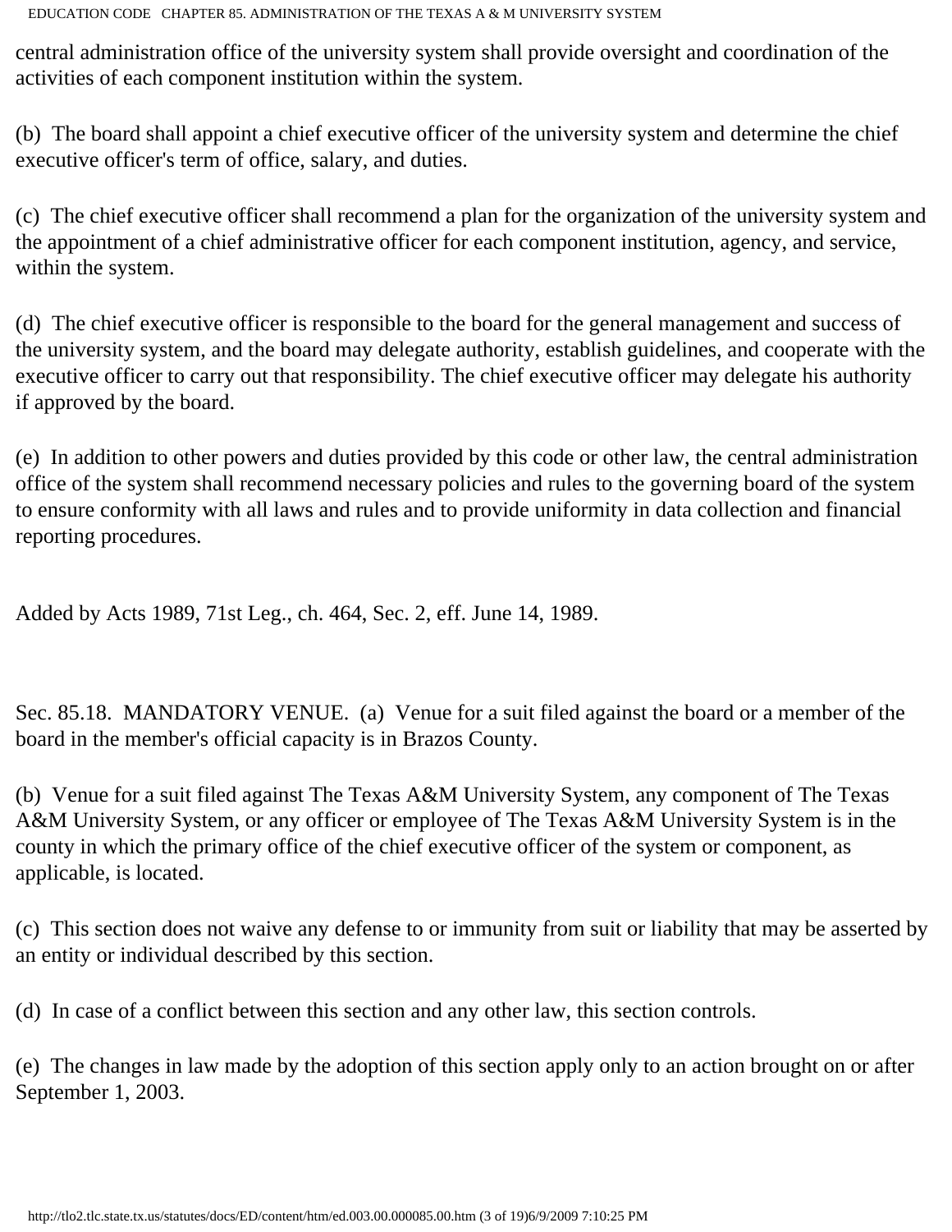central administration office of the university system shall provide oversight and coordination of the activities of each component institution within the system.

(b) The board shall appoint a chief executive officer of the university system and determine the chief executive officer's term of office, salary, and duties.

(c) The chief executive officer shall recommend a plan for the organization of the university system and the appointment of a chief administrative officer for each component institution, agency, and service, within the system.

(d) The chief executive officer is responsible to the board for the general management and success of the university system, and the board may delegate authority, establish guidelines, and cooperate with the executive officer to carry out that responsibility. The chief executive officer may delegate his authority if approved by the board.

(e) In addition to other powers and duties provided by this code or other law, the central administration office of the system shall recommend necessary policies and rules to the governing board of the system to ensure conformity with all laws and rules and to provide uniformity in data collection and financial reporting procedures.

Added by Acts 1989, 71st Leg., ch. 464, Sec. 2, eff. June 14, 1989.

Sec. 85.18. MANDATORY VENUE. (a) Venue for a suit filed against the board or a member of the board in the member's official capacity is in Brazos County.

(b) Venue for a suit filed against The Texas A&M University System, any component of The Texas A&M University System, or any officer or employee of The Texas A&M University System is in the county in which the primary office of the chief executive officer of the system or component, as applicable, is located.

(c) This section does not waive any defense to or immunity from suit or liability that may be asserted by an entity or individual described by this section.

(d) In case of a conflict between this section and any other law, this section controls.

(e) The changes in law made by the adoption of this section apply only to an action brought on or after September 1, 2003.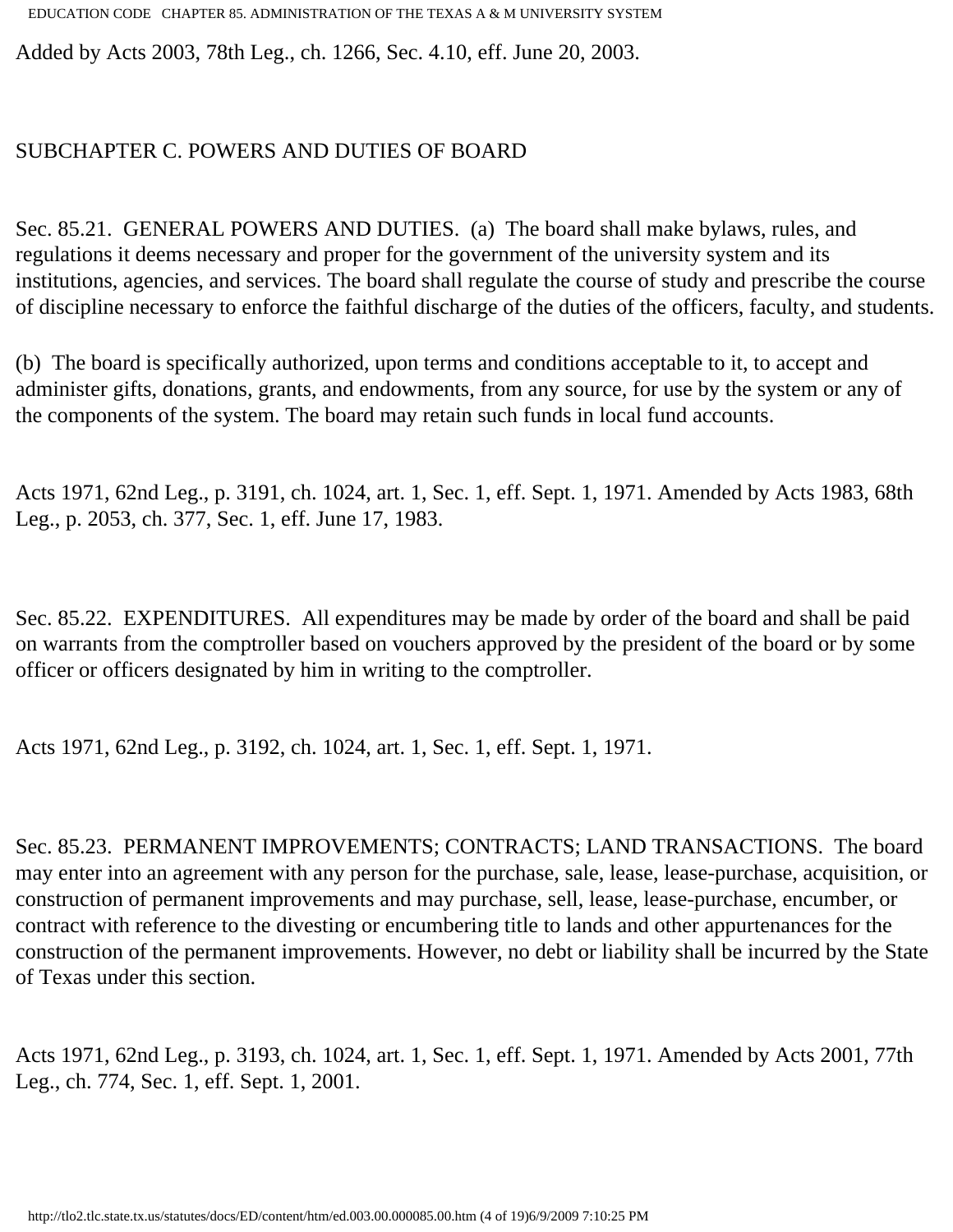Added by Acts 2003, 78th Leg., ch. 1266, Sec. 4.10, eff. June 20, 2003.

## SUBCHAPTER C. POWERS AND DUTIES OF BOARD

Sec. 85.21. GENERAL POWERS AND DUTIES. (a) The board shall make bylaws, rules, and regulations it deems necessary and proper for the government of the university system and its institutions, agencies, and services. The board shall regulate the course of study and prescribe the course of discipline necessary to enforce the faithful discharge of the duties of the officers, faculty, and students.

(b) The board is specifically authorized, upon terms and conditions acceptable to it, to accept and administer gifts, donations, grants, and endowments, from any source, for use by the system or any of the components of the system. The board may retain such funds in local fund accounts.

Acts 1971, 62nd Leg., p. 3191, ch. 1024, art. 1, Sec. 1, eff. Sept. 1, 1971. Amended by Acts 1983, 68th Leg., p. 2053, ch. 377, Sec. 1, eff. June 17, 1983.

Sec. 85.22. EXPENDITURES. All expenditures may be made by order of the board and shall be paid on warrants from the comptroller based on vouchers approved by the president of the board or by some officer or officers designated by him in writing to the comptroller.

Acts 1971, 62nd Leg., p. 3192, ch. 1024, art. 1, Sec. 1, eff. Sept. 1, 1971.

Sec. 85.23. PERMANENT IMPROVEMENTS; CONTRACTS; LAND TRANSACTIONS. The board may enter into an agreement with any person for the purchase, sale, lease, lease-purchase, acquisition, or construction of permanent improvements and may purchase, sell, lease, lease-purchase, encumber, or contract with reference to the divesting or encumbering title to lands and other appurtenances for the construction of the permanent improvements. However, no debt or liability shall be incurred by the State of Texas under this section.

Acts 1971, 62nd Leg., p. 3193, ch. 1024, art. 1, Sec. 1, eff. Sept. 1, 1971. Amended by Acts 2001, 77th Leg., ch. 774, Sec. 1, eff. Sept. 1, 2001.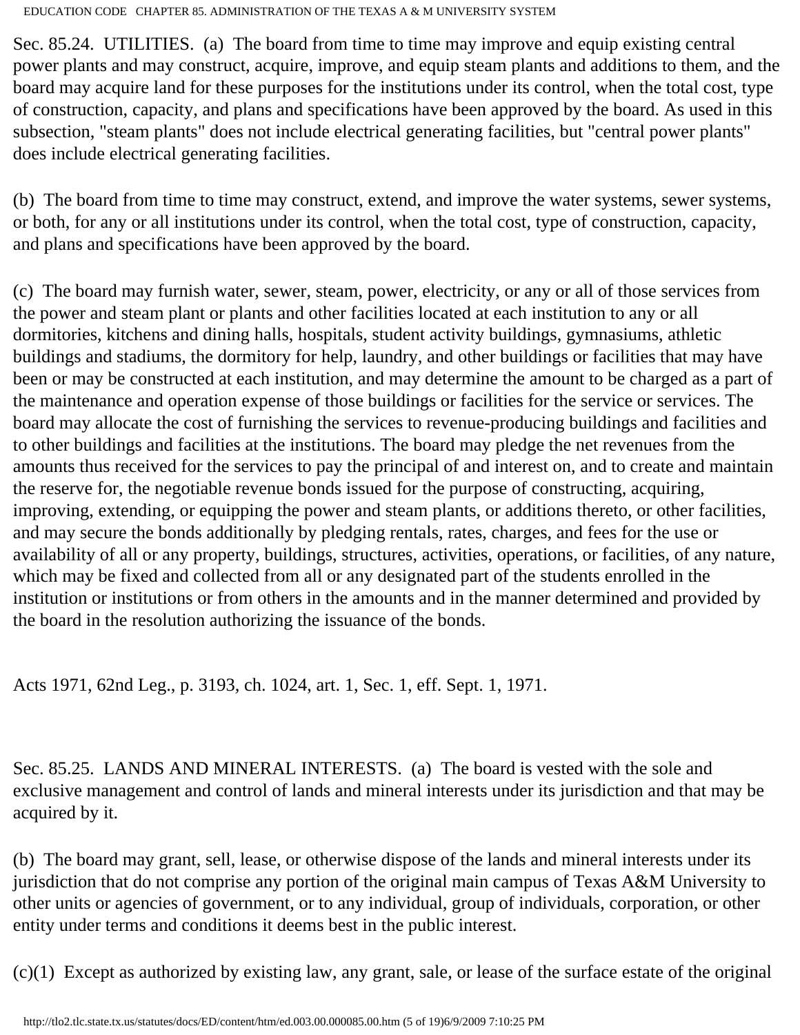Sec. 85.24. UTILITIES. (a) The board from time to time may improve and equip existing central power plants and may construct, acquire, improve, and equip steam plants and additions to them, and the board may acquire land for these purposes for the institutions under its control, when the total cost, type of construction, capacity, and plans and specifications have been approved by the board. As used in this subsection, "steam plants" does not include electrical generating facilities, but "central power plants" does include electrical generating facilities.

(b) The board from time to time may construct, extend, and improve the water systems, sewer systems, or both, for any or all institutions under its control, when the total cost, type of construction, capacity, and plans and specifications have been approved by the board.

(c) The board may furnish water, sewer, steam, power, electricity, or any or all of those services from the power and steam plant or plants and other facilities located at each institution to any or all dormitories, kitchens and dining halls, hospitals, student activity buildings, gymnasiums, athletic buildings and stadiums, the dormitory for help, laundry, and other buildings or facilities that may have been or may be constructed at each institution, and may determine the amount to be charged as a part of the maintenance and operation expense of those buildings or facilities for the service or services. The board may allocate the cost of furnishing the services to revenue-producing buildings and facilities and to other buildings and facilities at the institutions. The board may pledge the net revenues from the amounts thus received for the services to pay the principal of and interest on, and to create and maintain the reserve for, the negotiable revenue bonds issued for the purpose of constructing, acquiring, improving, extending, or equipping the power and steam plants, or additions thereto, or other facilities, and may secure the bonds additionally by pledging rentals, rates, charges, and fees for the use or availability of all or any property, buildings, structures, activities, operations, or facilities, of any nature, which may be fixed and collected from all or any designated part of the students enrolled in the institution or institutions or from others in the amounts and in the manner determined and provided by the board in the resolution authorizing the issuance of the bonds.

Acts 1971, 62nd Leg., p. 3193, ch. 1024, art. 1, Sec. 1, eff. Sept. 1, 1971.

Sec. 85.25. LANDS AND MINERAL INTERESTS. (a) The board is vested with the sole and exclusive management and control of lands and mineral interests under its jurisdiction and that may be acquired by it.

(b) The board may grant, sell, lease, or otherwise dispose of the lands and mineral interests under its jurisdiction that do not comprise any portion of the original main campus of Texas A&M University to other units or agencies of government, or to any individual, group of individuals, corporation, or other entity under terms and conditions it deems best in the public interest.

(c)(1) Except as authorized by existing law, any grant, sale, or lease of the surface estate of the original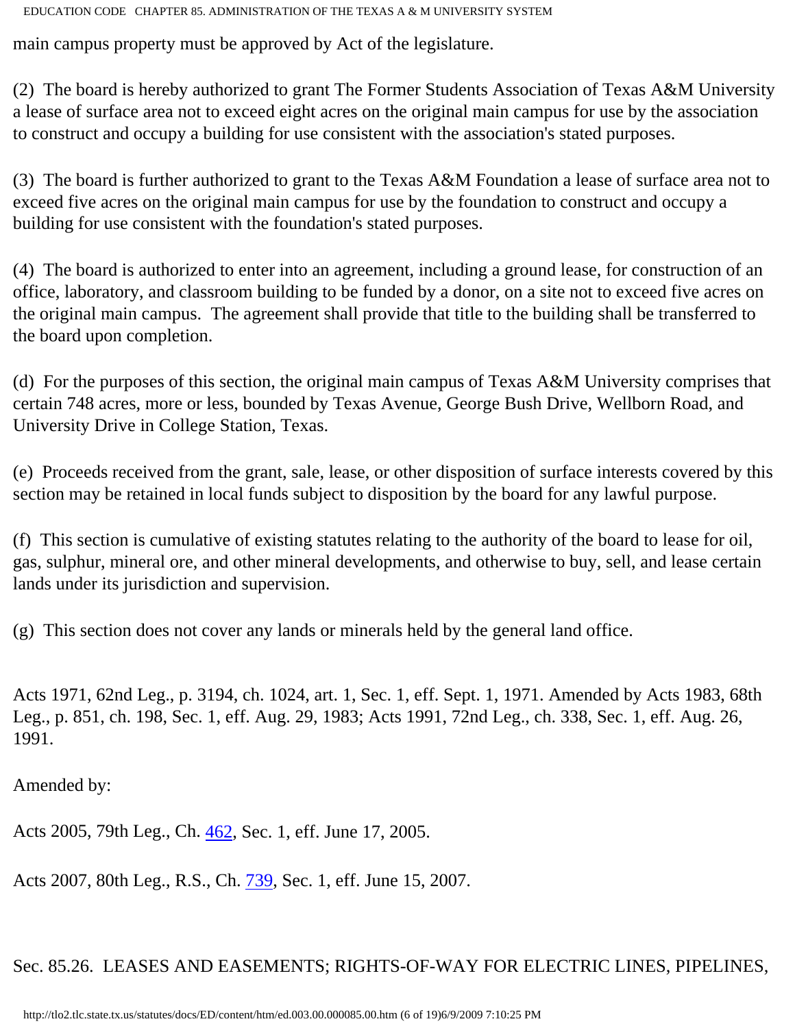main campus property must be approved by Act of the legislature.

(2) The board is hereby authorized to grant The Former Students Association of Texas A&M University a lease of surface area not to exceed eight acres on the original main campus for use by the association to construct and occupy a building for use consistent with the association's stated purposes.

(3) The board is further authorized to grant to the Texas A&M Foundation a lease of surface area not to exceed five acres on the original main campus for use by the foundation to construct and occupy a building for use consistent with the foundation's stated purposes.

(4) The board is authorized to enter into an agreement, including a ground lease, for construction of an office, laboratory, and classroom building to be funded by a donor, on a site not to exceed five acres on the original main campus. The agreement shall provide that title to the building shall be transferred to the board upon completion.

(d) For the purposes of this section, the original main campus of Texas A&M University comprises that certain 748 acres, more or less, bounded by Texas Avenue, George Bush Drive, Wellborn Road, and University Drive in College Station, Texas.

(e) Proceeds received from the grant, sale, lease, or other disposition of surface interests covered by this section may be retained in local funds subject to disposition by the board for any lawful purpose.

(f) This section is cumulative of existing statutes relating to the authority of the board to lease for oil, gas, sulphur, mineral ore, and other mineral developments, and otherwise to buy, sell, and lease certain lands under its jurisdiction and supervision.

(g) This section does not cover any lands or minerals held by the general land office.

Acts 1971, 62nd Leg., p. 3194, ch. 1024, art. 1, Sec. 1, eff. Sept. 1, 1971. Amended by Acts 1983, 68th Leg., p. 851, ch. 198, Sec. 1, eff. Aug. 29, 1983; Acts 1991, 72nd Leg., ch. 338, Sec. 1, eff. Aug. 26, 1991.

Amended by:

Acts 2005, 79th Leg., Ch. 462, Sec. 1, eff. June 17, 2005.

Acts 2007, 80th Leg., R.S., Ch. 739, Sec. 1, eff. June 15, 2007.

Sec. 85.26. LEASES AND EASEMENTS; RIGHTS-OF-WAY FOR ELECTRIC LINES, PIPELINES,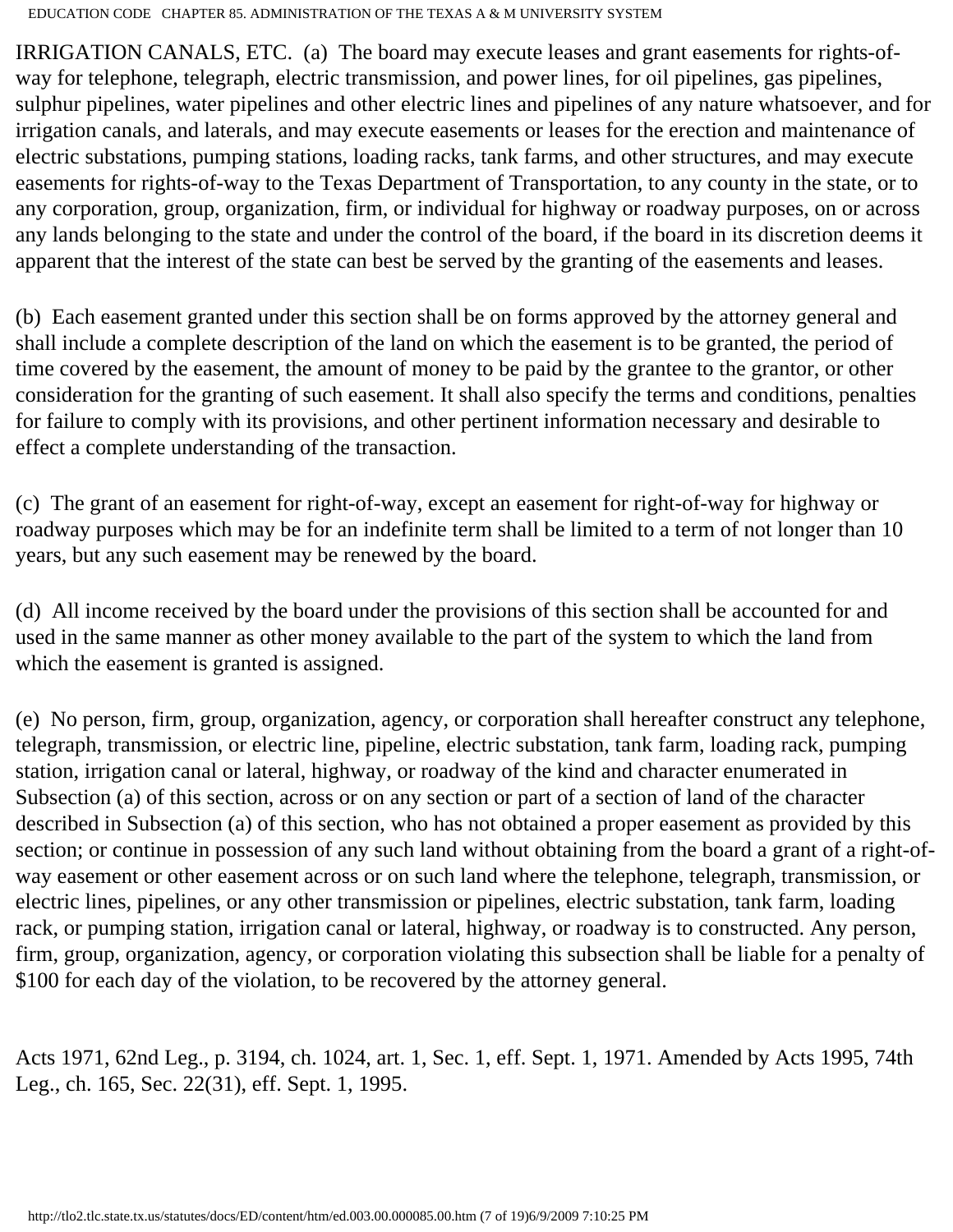IRRIGATION CANALS, ETC. (a) The board may execute leases and grant easements for rights-of-way for telephone, telegraph, electric transmission, and power lines, for oil pipelines, gas pipelines, sulphur pipelines, water pipelines and other electric lines and pipelines of any nature whatsoever, and for irrigation canals, and laterals, and may execute easements or leases for the erection and maintenance of electric substations, pumping stations, loading racks, tank farms, and other structures, and may execute easements for rights-of-way to the Texas Department of Transportation, to any county in the state, or to any corporation, group, organization, firm, or individual for highway or roadway purposes, on or across any lands belonging to the state and under the control of the board, if the board in its discretion deems it apparent that the interest of the state can best be served by the granting of the easements and leases.

(b) Each easement granted under this section shall be on forms approved by the attorney general and shall include a complete description of the land on which the easement is to be granted, the period of time covered by the easement, the amount of money to be paid by the grantee to the grantor, or other consideration for the granting of such easement. It shall also specify the terms and conditions, penalties for failure to comply with its provisions, and other pertinent information necessary and desirable to effect a complete understanding of the transaction.

(c) The grant of an easement for right-of-way, except an easement for right-of-way for highway or roadway purposes which may be for an indefinite term shall be limited to a term of not longer than 10 years, but any such easement may be renewed by the board.

(d) All income received by the board under the provisions of this section shall be accounted for and used in the same manner as other money available to the part of the system to which the land from which the easement is granted is assigned.

(e) No person, firm, group, organization, agency, or corporation shall hereafter construct any telephone, telegraph, transmission, or electric line, pipeline, electric substation, tank farm, loading rack, pumping station, irrigation canal or lateral, highway, or roadway of the kind and character enumerated in Subsection (a) of this section, across or on any section or part of a section of land of the character described in Subsection (a) of this section, who has not obtained a proper easement as provided by this section; or continue in possession of any such land without obtaining from the board a grant of a right-of-way easement or other easement across or on such land where the telephone, telegraph, transmission, or electric lines, pipelines, or any other transmission or pipelines, electric substation, tank farm, loading rack, or pumping station, irrigation canal or lateral, highway, or roadway is to constructed. Any person, firm, group, organization, agency, or corporation violating this subsection shall be liable for a penalty of $100 for each day of the violation, to be recovered by the attorney general.

Acts 1971, 62nd Leg., p. 3194, ch. 1024, art. 1, Sec. 1, eff. Sept. 1, 1971. Amended by Acts 1995, 74th Leg., ch. 165, Sec. 22(31), eff. Sept. 1, 1995.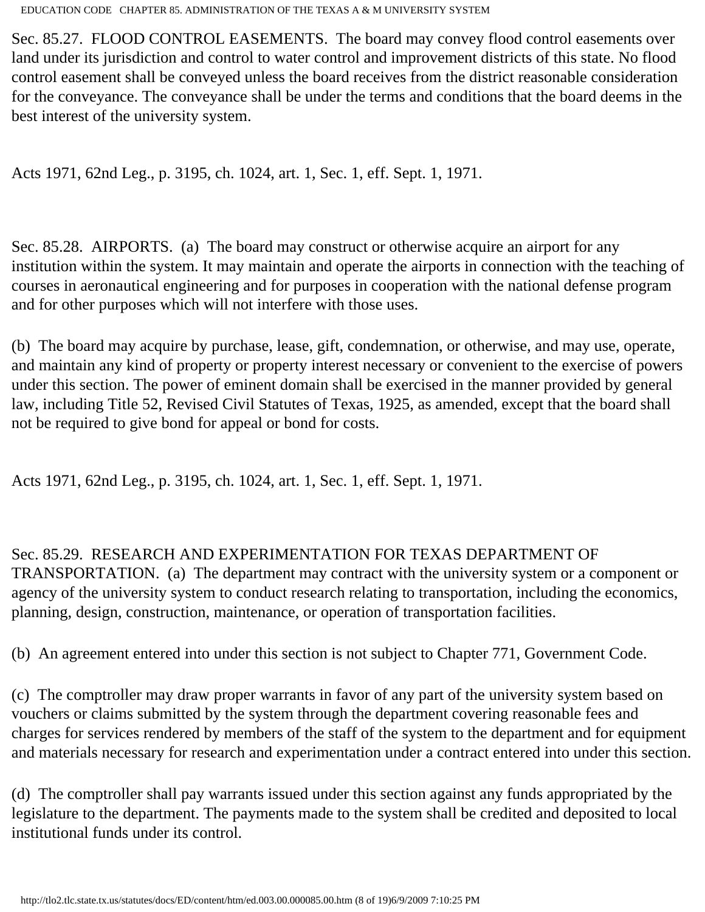Sec. 85.27. FLOOD CONTROL EASEMENTS. The board may convey flood control easements over land under its jurisdiction and control to water control and improvement districts of this state. No flood control easement shall be conveyed unless the board receives from the district reasonable consideration for the conveyance. The conveyance shall be under the terms and conditions that the board deems in the best interest of the university system.

Acts 1971, 62nd Leg., p. 3195, ch. 1024, art. 1, Sec. 1, eff. Sept. 1, 1971.

Sec. 85.28. AIRPORTS. (a) The board may construct or otherwise acquire an airport for any institution within the system. It may maintain and operate the airports in connection with the teaching of courses in aeronautical engineering and for purposes in cooperation with the national defense program and for other purposes which will not interfere with those uses.

(b) The board may acquire by purchase, lease, gift, condemnation, or otherwise, and may use, operate, and maintain any kind of property or property interest necessary or convenient to the exercise of powers under this section. The power of eminent domain shall be exercised in the manner provided by general law, including Title 52, Revised Civil Statutes of Texas, 1925, as amended, except that the board shall not be required to give bond for appeal or bond for costs.

Acts 1971, 62nd Leg., p. 3195, ch. 1024, art. 1, Sec. 1, eff. Sept. 1, 1971.

Sec. 85.29. RESEARCH AND EXPERIMENTATION FOR TEXAS DEPARTMENT OF TRANSPORTATION. (a) The department may contract with the university system or a component or agency of the university system to conduct research relating to transportation, including the economics, planning, design, construction, maintenance, or operation of transportation facilities.

(b) An agreement entered into under this section is not subject to Chapter 771, Government Code.

(c) The comptroller may draw proper warrants in favor of any part of the university system based on vouchers or claims submitted by the system through the department covering reasonable fees and charges for services rendered by members of the staff of the system to the department and for equipment and materials necessary for research and experimentation under a contract entered into under this section.

(d) The comptroller shall pay warrants issued under this section against any funds appropriated by the legislature to the department. The payments made to the system shall be credited and deposited to local institutional funds under its control.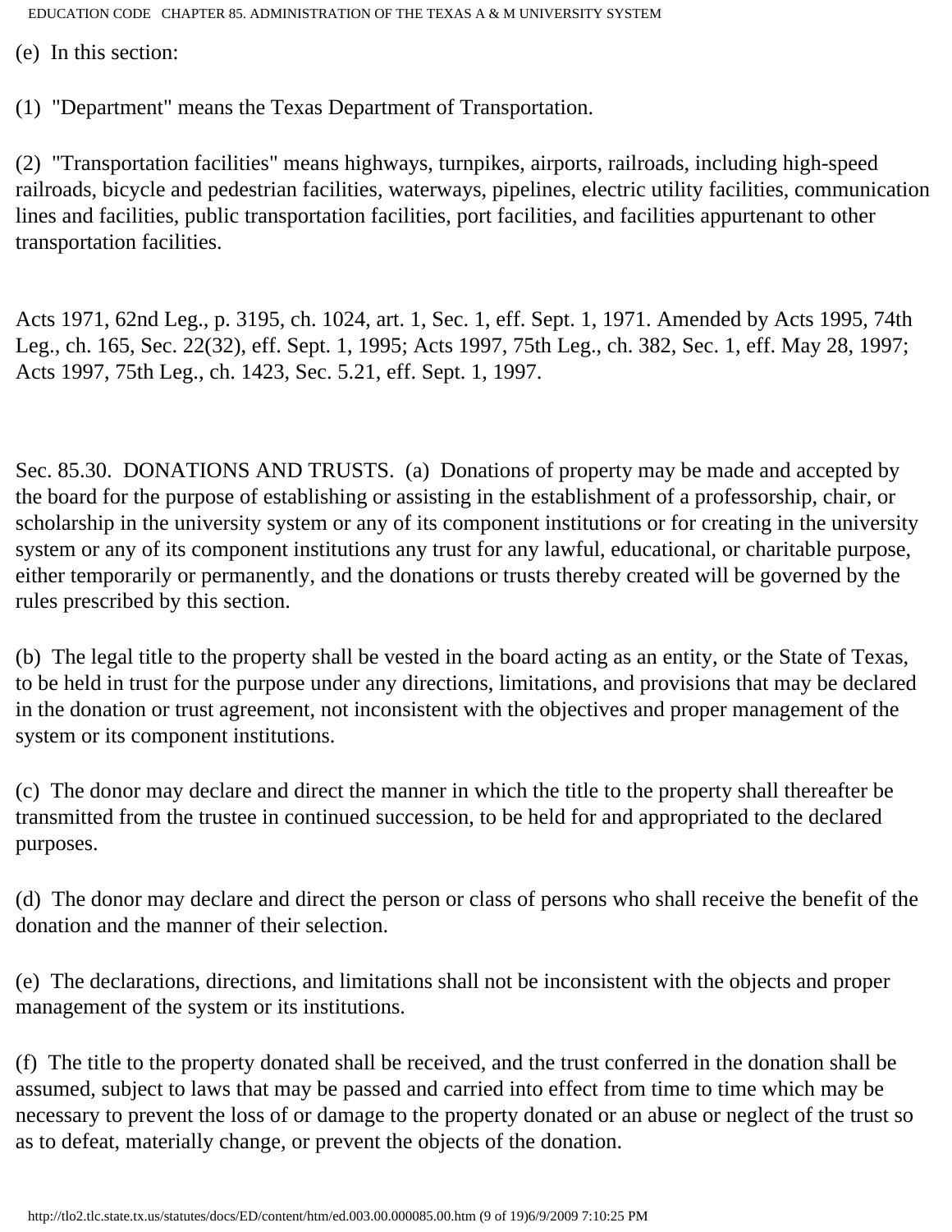(e) In this section:

(1) "Department" means the Texas Department of Transportation.

(2) "Transportation facilities" means highways, turnpikes, airports, railroads, including high-speed railroads, bicycle and pedestrian facilities, waterways, pipelines, electric utility facilities, communication lines and facilities, public transportation facilities, port facilities, and facilities appurtenant to other transportation facilities.

Acts 1971, 62nd Leg., p. 3195, ch. 1024, art. 1, Sec. 1, eff. Sept. 1, 1971. Amended by Acts 1995, 74th Leg., ch. 165, Sec. 22(32), eff. Sept. 1, 1995; Acts 1997, 75th Leg., ch. 382, Sec. 1, eff. May 28, 1997; Acts 1997, 75th Leg., ch. 1423, Sec. 5.21, eff. Sept. 1, 1997.

Sec. 85.30. DONATIONS AND TRUSTS. (a) Donations of property may be made and accepted by the board for the purpose of establishing or assisting in the establishment of a professorship, chair, or scholarship in the university system or any of its component institutions or for creating in the university system or any of its component institutions any trust for any lawful, educational, or charitable purpose, either temporarily or permanently, and the donations or trusts thereby created will be governed by the rules prescribed by this section.

(b) The legal title to the property shall be vested in the board acting as an entity, or the State of Texas, to be held in trust for the purpose under any directions, limitations, and provisions that may be declared in the donation or trust agreement, not inconsistent with the objectives and proper management of the system or its component institutions.

(c) The donor may declare and direct the manner in which the title to the property shall thereafter be transmitted from the trustee in continued succession, to be held for and appropriated to the declared purposes.

(d) The donor may declare and direct the person or class of persons who shall receive the benefit of the donation and the manner of their selection.

(e) The declarations, directions, and limitations shall not be inconsistent with the objects and proper management of the system or its institutions.

(f) The title to the property donated shall be received, and the trust conferred in the donation shall be assumed, subject to laws that may be passed and carried into effect from time to time which may be necessary to prevent the loss of or damage to the property donated or an abuse or neglect of the trust so as to defeat, materially change, or prevent the objects of the donation.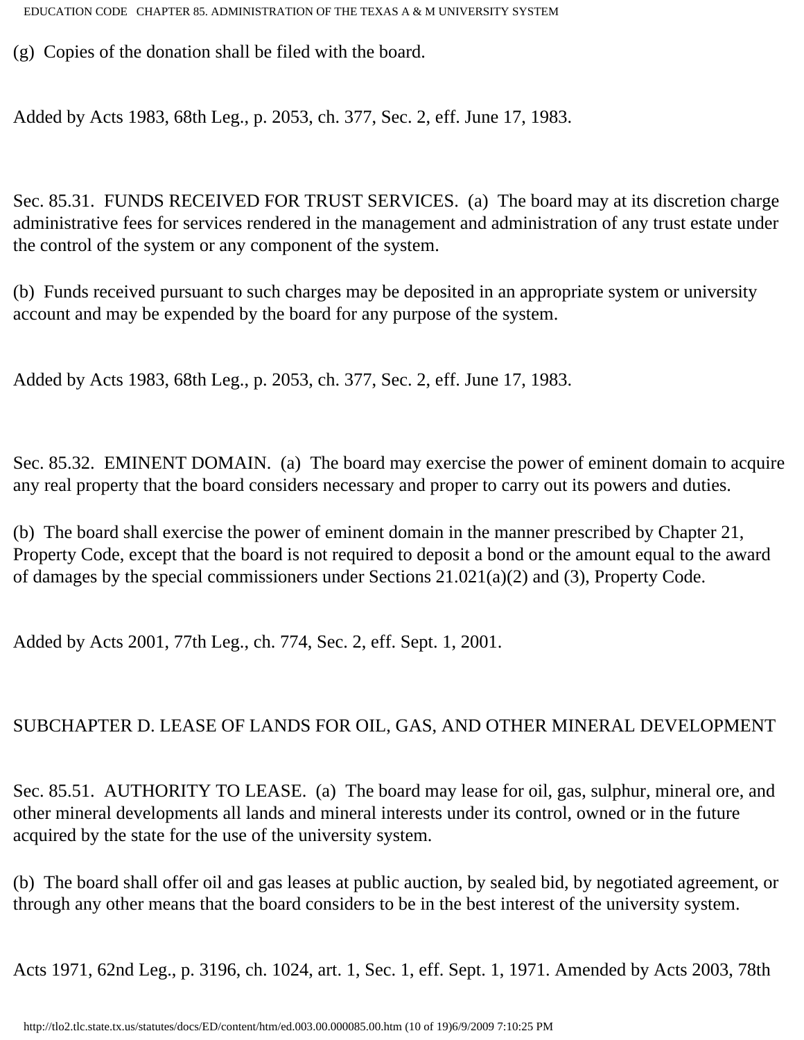(g) Copies of the donation shall be filed with the board.

Added by Acts 1983, 68th Leg., p. 2053, ch. 377, Sec. 2, eff. June 17, 1983.

Sec. 85.31. FUNDS RECEIVED FOR TRUST SERVICES. (a) The board may at its discretion charge administrative fees for services rendered in the management and administration of any trust estate under the control of the system or any component of the system.

(b) Funds received pursuant to such charges may be deposited in an appropriate system or university account and may be expended by the board for any purpose of the system.

Added by Acts 1983, 68th Leg., p. 2053, ch. 377, Sec. 2, eff. June 17, 1983.

Sec. 85.32. EMINENT DOMAIN. (a) The board may exercise the power of eminent domain to acquire any real property that the board considers necessary and proper to carry out its powers and duties.

(b) The board shall exercise the power of eminent domain in the manner prescribed by Chapter 21, Property Code, except that the board is not required to deposit a bond or the amount equal to the award of damages by the special commissioners under Sections 21.021(a)(2) and (3), Property Code.

Added by Acts 2001, 77th Leg., ch. 774, Sec. 2, eff. Sept. 1, 2001.

## SUBCHAPTER D. LEASE OF LANDS FOR OIL, GAS, AND OTHER MINERAL DEVELOPMENT

Sec. 85.51. AUTHORITY TO LEASE. (a) The board may lease for oil, gas, sulphur, mineral ore, and other mineral developments all lands and mineral interests under its control, owned or in the future acquired by the state for the use of the university system.

(b) The board shall offer oil and gas leases at public auction, by sealed bid, by negotiated agreement, or through any other means that the board considers to be in the best interest of the university system.

Acts 1971, 62nd Leg., p. 3196, ch. 1024, art. 1, Sec. 1, eff. Sept. 1, 1971. Amended by Acts 2003, 78th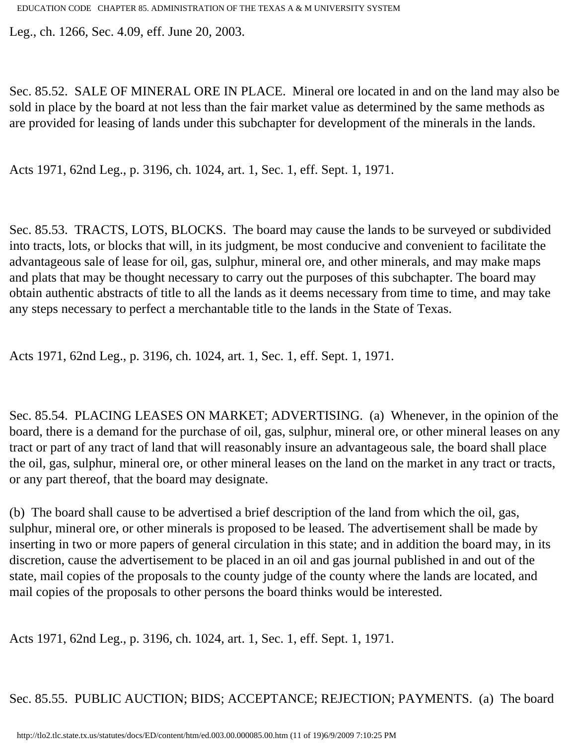Leg., ch. 1266, Sec. 4.09, eff. June 20, 2003.

Sec. 85.52. SALE OF MINERAL ORE IN PLACE. Mineral ore located in and on the land may also be sold in place by the board at not less than the fair market value as determined by the same methods as are provided for leasing of lands under this subchapter for development of the minerals in the lands.

Acts 1971, 62nd Leg., p. 3196, ch. 1024, art. 1, Sec. 1, eff. Sept. 1, 1971.

Sec. 85.53. TRACTS, LOTS, BLOCKS. The board may cause the lands to be surveyed or subdivided into tracts, lots, or blocks that will, in its judgment, be most conducive and convenient to facilitate the advantageous sale of lease for oil, gas, sulphur, mineral ore, and other minerals, and may make maps and plats that may be thought necessary to carry out the purposes of this subchapter. The board may obtain authentic abstracts of title to all the lands as it deems necessary from time to time, and may take any steps necessary to perfect a merchantable title to the lands in the State of Texas.

Acts 1971, 62nd Leg., p. 3196, ch. 1024, art. 1, Sec. 1, eff. Sept. 1, 1971.

Sec. 85.54. PLACING LEASES ON MARKET; ADVERTISING. (a) Whenever, in the opinion of the board, there is a demand for the purchase of oil, gas, sulphur, mineral ore, or other mineral leases on any tract or part of any tract of land that will reasonably insure an advantageous sale, the board shall place the oil, gas, sulphur, mineral ore, or other mineral leases on the land on the market in any tract or tracts, or any part thereof, that the board may designate.

(b) The board shall cause to be advertised a brief description of the land from which the oil, gas, sulphur, mineral ore, or other minerals is proposed to be leased. The advertisement shall be made by inserting in two or more papers of general circulation in this state; and in addition the board may, in its discretion, cause the advertisement to be placed in an oil and gas journal published in and out of the state, mail copies of the proposals to the county judge of the county where the lands are located, and mail copies of the proposals to other persons the board thinks would be interested.

Acts 1971, 62nd Leg., p. 3196, ch. 1024, art. 1, Sec. 1, eff. Sept. 1, 1971.

Sec. 85.55. PUBLIC AUCTION; BIDS; ACCEPTANCE; REJECTION; PAYMENTS. (a) The board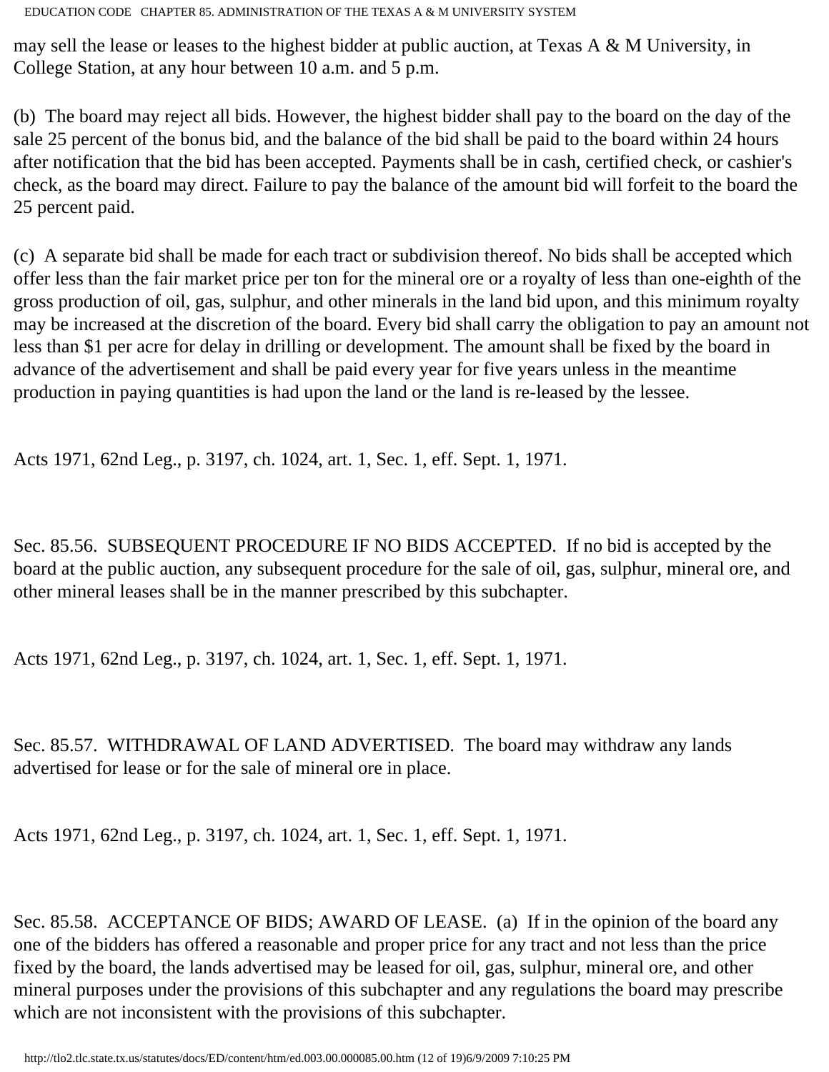may sell the lease or leases to the highest bidder at public auction, at Texas A & M University, in College Station, at any hour between 10 a.m. and 5 p.m.

(b) The board may reject all bids. However, the highest bidder shall pay to the board on the day of the sale 25 percent of the bonus bid, and the balance of the bid shall be paid to the board within 24 hours after notification that the bid has been accepted. Payments shall be in cash, certified check, or cashier's check, as the board may direct. Failure to pay the balance of the amount bid will forfeit to the board the 25 percent paid.

(c) A separate bid shall be made for each tract or subdivision thereof. No bids shall be accepted which offer less than the fair market price per ton for the mineral ore or a royalty of less than one-eighth of the gross production of oil, gas, sulphur, and other minerals in the land bid upon, and this minimum royalty may be increased at the discretion of the board. Every bid shall carry the obligation to pay an amount not less than $1 per acre for delay in drilling or development. The amount shall be fixed by the board in advance of the advertisement and shall be paid every year for five years unless in the meantime production in paying quantities is had upon the land or the land is re-leased by the lessee.

Acts 1971, 62nd Leg., p. 3197, ch. 1024, art. 1, Sec. 1, eff. Sept. 1, 1971.

Sec. 85.56. SUBSEQUENT PROCEDURE IF NO BIDS ACCEPTED. If no bid is accepted by the board at the public auction, any subsequent procedure for the sale of oil, gas, sulphur, mineral ore, and other mineral leases shall be in the manner prescribed by this subchapter.

Acts 1971, 62nd Leg., p. 3197, ch. 1024, art. 1, Sec. 1, eff. Sept. 1, 1971.

Sec. 85.57. WITHDRAWAL OF LAND ADVERTISED. The board may withdraw any lands advertised for lease or for the sale of mineral ore in place.

Acts 1971, 62nd Leg., p. 3197, ch. 1024, art. 1, Sec. 1, eff. Sept. 1, 1971.

Sec. 85.58. ACCEPTANCE OF BIDS; AWARD OF LEASE. (a) If in the opinion of the board any one of the bidders has offered a reasonable and proper price for any tract and not less than the price fixed by the board, the lands advertised may be leased for oil, gas, sulphur, mineral ore, and other mineral purposes under the provisions of this subchapter and any regulations the board may prescribe which are not inconsistent with the provisions of this subchapter.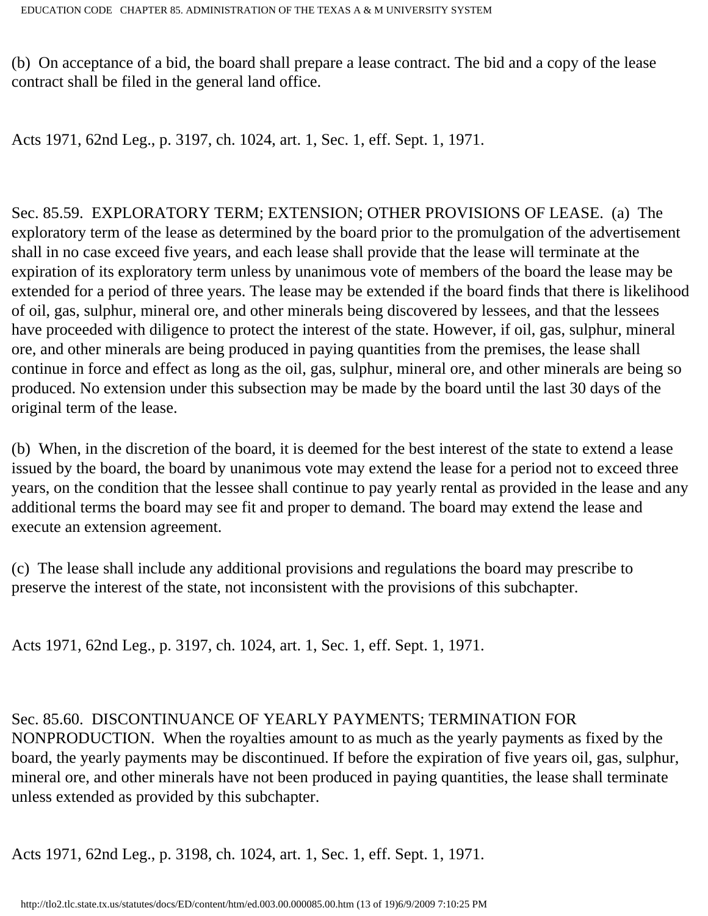(b) On acceptance of a bid, the board shall prepare a lease contract. The bid and a copy of the lease contract shall be filed in the general land office.

Acts 1971, 62nd Leg., p. 3197, ch. 1024, art. 1, Sec. 1, eff. Sept. 1, 1971.

Sec. 85.59. EXPLORATORY TERM; EXTENSION; OTHER PROVISIONS OF LEASE. (a) The exploratory term of the lease as determined by the board prior to the promulgation of the advertisement shall in no case exceed five years, and each lease shall provide that the lease will terminate at the expiration of its exploratory term unless by unanimous vote of members of the board the lease may be extended for a period of three years. The lease may be extended if the board finds that there is likelihood of oil, gas, sulphur, mineral ore, and other minerals being discovered by lessees, and that the lessees have proceeded with diligence to protect the interest of the state. However, if oil, gas, sulphur, mineral ore, and other minerals are being produced in paying quantities from the premises, the lease shall continue in force and effect as long as the oil, gas, sulphur, mineral ore, and other minerals are being so produced. No extension under this subsection may be made by the board until the last 30 days of the original term of the lease.

(b) When, in the discretion of the board, it is deemed for the best interest of the state to extend a lease issued by the board, the board by unanimous vote may extend the lease for a period not to exceed three years, on the condition that the lessee shall continue to pay yearly rental as provided in the lease and any additional terms the board may see fit and proper to demand. The board may extend the lease and execute an extension agreement.

(c) The lease shall include any additional provisions and regulations the board may prescribe to preserve the interest of the state, not inconsistent with the provisions of this subchapter.

Acts 1971, 62nd Leg., p. 3197, ch. 1024, art. 1, Sec. 1, eff. Sept. 1, 1971.

Sec. 85.60. DISCONTINUANCE OF YEARLY PAYMENTS; TERMINATION FOR NONPRODUCTION. When the royalties amount to as much as the yearly payments as fixed by the board, the yearly payments may be discontinued. If before the expiration of five years oil, gas, sulphur, mineral ore, and other minerals have not been produced in paying quantities, the lease shall terminate unless extended as provided by this subchapter.

Acts 1971, 62nd Leg., p. 3198, ch. 1024, art. 1, Sec. 1, eff. Sept. 1, 1971.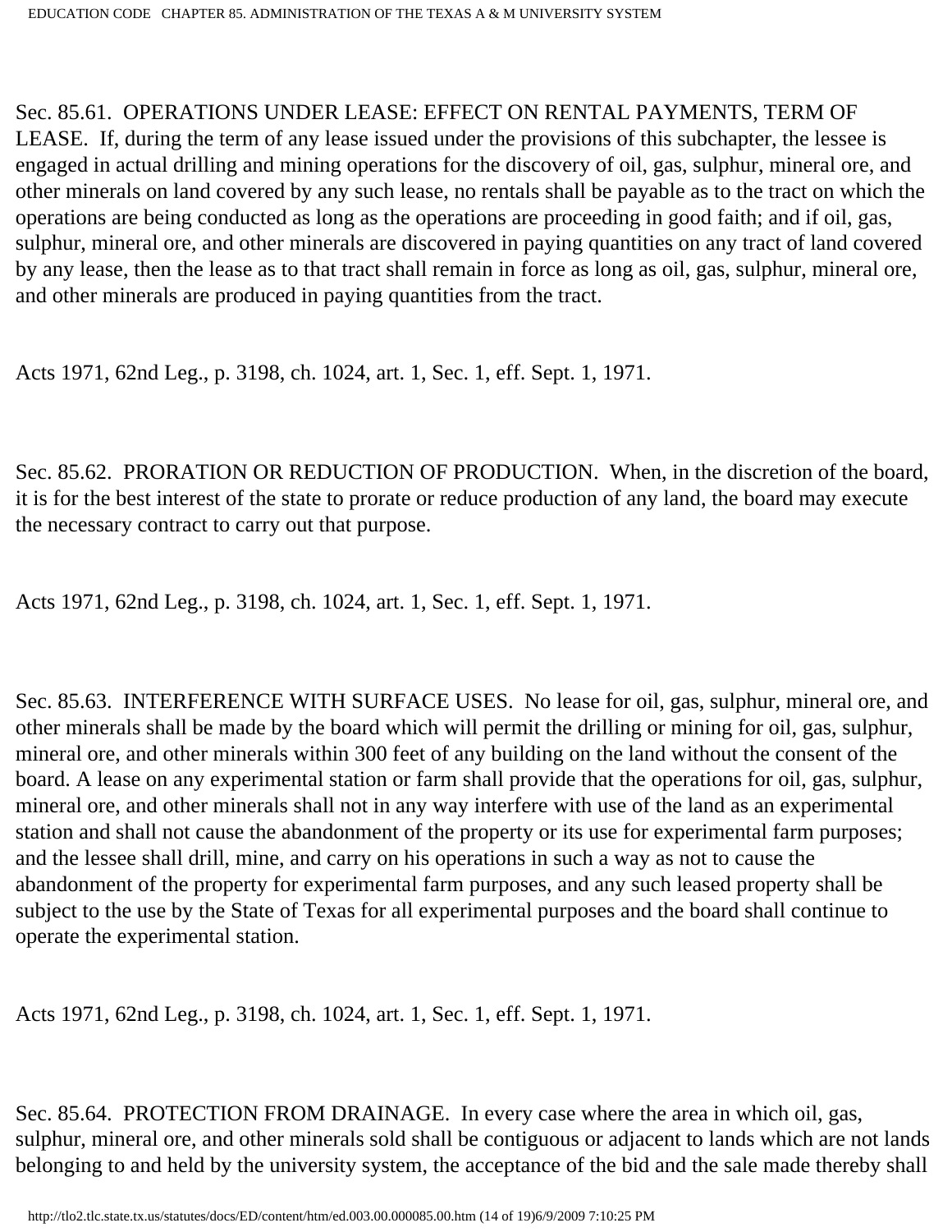Sec. 85.61. OPERATIONS UNDER LEASE: EFFECT ON RENTAL PAYMENTS, TERM OF LEASE. If, during the term of any lease issued under the provisions of this subchapter, the lessee is engaged in actual drilling and mining operations for the discovery of oil, gas, sulphur, mineral ore, and other minerals on land covered by any such lease, no rentals shall be payable as to the tract on which the operations are being conducted as long as the operations are proceeding in good faith; and if oil, gas, sulphur, mineral ore, and other minerals are discovered in paying quantities on any tract of land covered by any lease, then the lease as to that tract shall remain in force as long as oil, gas, sulphur, mineral ore, and other minerals are produced in paying quantities from the tract.

Acts 1971, 62nd Leg., p. 3198, ch. 1024, art. 1, Sec. 1, eff. Sept. 1, 1971.

Sec. 85.62. PRORATION OR REDUCTION OF PRODUCTION. When, in the discretion of the board, it is for the best interest of the state to prorate or reduce production of any land, the board may execute the necessary contract to carry out that purpose.

Acts 1971, 62nd Leg., p. 3198, ch. 1024, art. 1, Sec. 1, eff. Sept. 1, 1971.

Sec. 85.63. INTERFERENCE WITH SURFACE USES. No lease for oil, gas, sulphur, mineral ore, and other minerals shall be made by the board which will permit the drilling or mining for oil, gas, sulphur, mineral ore, and other minerals within 300 feet of any building on the land without the consent of the board. A lease on any experimental station or farm shall provide that the operations for oil, gas, sulphur, mineral ore, and other minerals shall not in any way interfere with use of the land as an experimental station and shall not cause the abandonment of the property or its use for experimental farm purposes; and the lessee shall drill, mine, and carry on his operations in such a way as not to cause the abandonment of the property for experimental farm purposes, and any such leased property shall be subject to the use by the State of Texas for all experimental purposes and the board shall continue to operate the experimental station.

Acts 1971, 62nd Leg., p. 3198, ch. 1024, art. 1, Sec. 1, eff. Sept. 1, 1971.

Sec. 85.64. PROTECTION FROM DRAINAGE. In every case where the area in which oil, gas, sulphur, mineral ore, and other minerals sold shall be contiguous or adjacent to lands which are not lands belonging to and held by the university system, the acceptance of the bid and the sale made thereby shall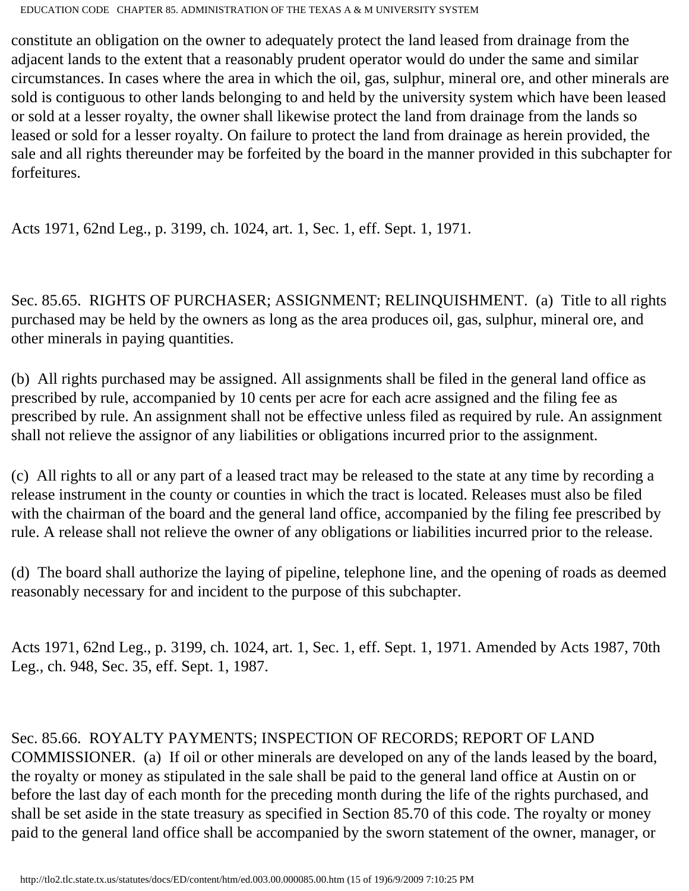constitute an obligation on the owner to adequately protect the land leased from drainage from the adjacent lands to the extent that a reasonably prudent operator would do under the same and similar circumstances. In cases where the area in which the oil, gas, sulphur, mineral ore, and other minerals are sold is contiguous to other lands belonging to and held by the university system which have been leased or sold at a lesser royalty, the owner shall likewise protect the land from drainage from the lands so leased or sold for a lesser royalty. On failure to protect the land from drainage as herein provided, the sale and all rights thereunder may be forfeited by the board in the manner provided in this subchapter for forfeitures.

Acts 1971, 62nd Leg., p. 3199, ch. 1024, art. 1, Sec. 1, eff. Sept. 1, 1971.

Sec. 85.65. RIGHTS OF PURCHASER; ASSIGNMENT; RELINQUISHMENT. (a) Title to all rights purchased may be held by the owners as long as the area produces oil, gas, sulphur, mineral ore, and other minerals in paying quantities.

(b) All rights purchased may be assigned. All assignments shall be filed in the general land office as prescribed by rule, accompanied by 10 cents per acre for each acre assigned and the filing fee as prescribed by rule. An assignment shall not be effective unless filed as required by rule. An assignment shall not relieve the assignor of any liabilities or obligations incurred prior to the assignment.

(c) All rights to all or any part of a leased tract may be released to the state at any time by recording a release instrument in the county or counties in which the tract is located. Releases must also be filed with the chairman of the board and the general land office, accompanied by the filing fee prescribed by rule. A release shall not relieve the owner of any obligations or liabilities incurred prior to the release.

(d) The board shall authorize the laying of pipeline, telephone line, and the opening of roads as deemed reasonably necessary for and incident to the purpose of this subchapter.

Acts 1971, 62nd Leg., p. 3199, ch. 1024, art. 1, Sec. 1, eff. Sept. 1, 1971. Amended by Acts 1987, 70th Leg., ch. 948, Sec. 35, eff. Sept. 1, 1987.

Sec. 85.66. ROYALTY PAYMENTS; INSPECTION OF RECORDS; REPORT OF LAND COMMISSIONER. (a) If oil or other minerals are developed on any of the lands leased by the board, the royalty or money as stipulated in the sale shall be paid to the general land office at Austin on or before the last day of each month for the preceding month during the life of the rights purchased, and shall be set aside in the state treasury as specified in Section 85.70 of this code. The royalty or money paid to the general land office shall be accompanied by the sworn statement of the owner, manager, or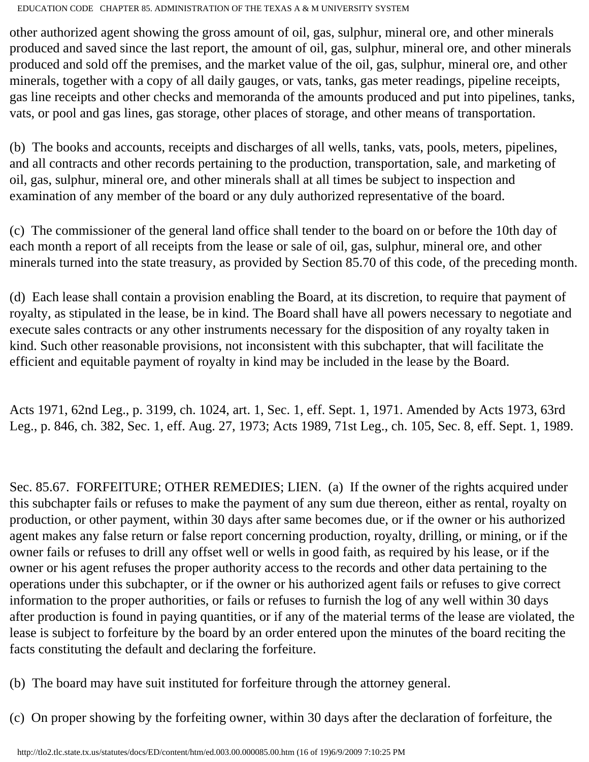other authorized agent showing the gross amount of oil, gas, sulphur, mineral ore, and other minerals produced and saved since the last report, the amount of oil, gas, sulphur, mineral ore, and other minerals produced and sold off the premises, and the market value of the oil, gas, sulphur, mineral ore, and other minerals, together with a copy of all daily gauges, or vats, tanks, gas meter readings, pipeline receipts, gas line receipts and other checks and memoranda of the amounts produced and put into pipelines, tanks, vats, or pool and gas lines, gas storage, other places of storage, and other means of transportation.

(b) The books and accounts, receipts and discharges of all wells, tanks, vats, pools, meters, pipelines, and all contracts and other records pertaining to the production, transportation, sale, and marketing of oil, gas, sulphur, mineral ore, and other minerals shall at all times be subject to inspection and examination of any member of the board or any duly authorized representative of the board.

(c) The commissioner of the general land office shall tender to the board on or before the 10th day of each month a report of all receipts from the lease or sale of oil, gas, sulphur, mineral ore, and other minerals turned into the state treasury, as provided by Section 85.70 of this code, of the preceding month.

(d) Each lease shall contain a provision enabling the Board, at its discretion, to require that payment of royalty, as stipulated in the lease, be in kind. The Board shall have all powers necessary to negotiate and execute sales contracts or any other instruments necessary for the disposition of any royalty taken in kind. Such other reasonable provisions, not inconsistent with this subchapter, that will facilitate the efficient and equitable payment of royalty in kind may be included in the lease by the Board.

Acts 1971, 62nd Leg., p. 3199, ch. 1024, art. 1, Sec. 1, eff. Sept. 1, 1971. Amended by Acts 1973, 63rd Leg., p. 846, ch. 382, Sec. 1, eff. Aug. 27, 1973; Acts 1989, 71st Leg., ch. 105, Sec. 8, eff. Sept. 1, 1989.

Sec. 85.67. FORFEITURE; OTHER REMEDIES; LIEN. (a) If the owner of the rights acquired under this subchapter fails or refuses to make the payment of any sum due thereon, either as rental, royalty on production, or other payment, within 30 days after same becomes due, or if the owner or his authorized agent makes any false return or false report concerning production, royalty, drilling, or mining, or if the owner fails or refuses to drill any offset well or wells in good faith, as required by his lease, or if the owner or his agent refuses the proper authority access to the records and other data pertaining to the operations under this subchapter, or if the owner or his authorized agent fails or refuses to give correct information to the proper authorities, or fails or refuses to furnish the log of any well within 30 days after production is found in paying quantities, or if any of the material terms of the lease are violated, the lease is subject to forfeiture by the board by an order entered upon the minutes of the board reciting the facts constituting the default and declaring the forfeiture.

(b) The board may have suit instituted for forfeiture through the attorney general.

(c) On proper showing by the forfeiting owner, within 30 days after the declaration of forfeiture, the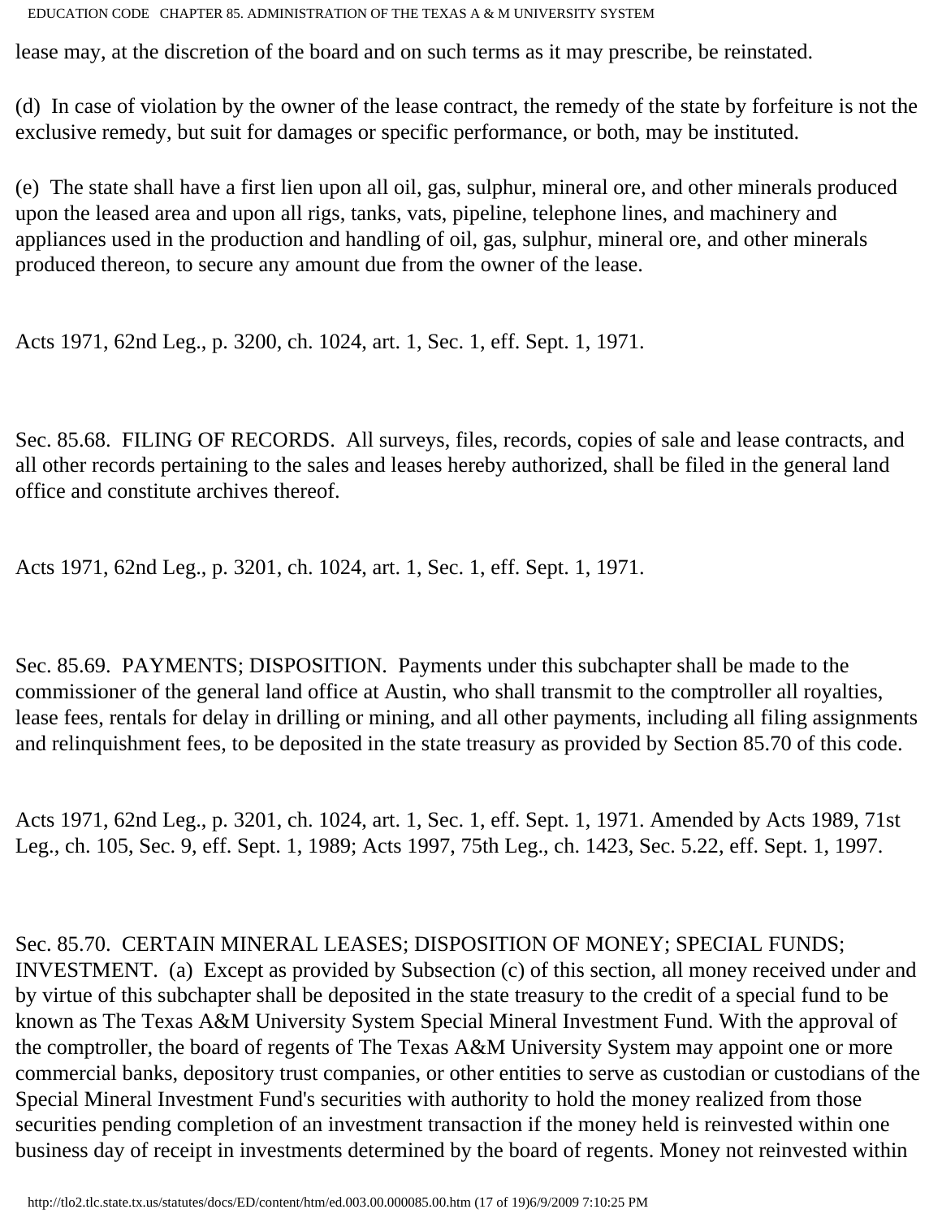lease may, at the discretion of the board and on such terms as it may prescribe, be reinstated.

(d) In case of violation by the owner of the lease contract, the remedy of the state by forfeiture is not the exclusive remedy, but suit for damages or specific performance, or both, may be instituted.

(e) The state shall have a first lien upon all oil, gas, sulphur, mineral ore, and other minerals produced upon the leased area and upon all rigs, tanks, vats, pipeline, telephone lines, and machinery and appliances used in the production and handling of oil, gas, sulphur, mineral ore, and other minerals produced thereon, to secure any amount due from the owner of the lease.

Acts 1971, 62nd Leg., p. 3200, ch. 1024, art. 1, Sec. 1, eff. Sept. 1, 1971.

Sec. 85.68. FILING OF RECORDS. All surveys, files, records, copies of sale and lease contracts, and all other records pertaining to the sales and leases hereby authorized, shall be filed in the general land office and constitute archives thereof.

Acts 1971, 62nd Leg., p. 3201, ch. 1024, art. 1, Sec. 1, eff. Sept. 1, 1971.

Sec. 85.69. PAYMENTS; DISPOSITION. Payments under this subchapter shall be made to the commissioner of the general land office at Austin, who shall transmit to the comptroller all royalties, lease fees, rentals for delay in drilling or mining, and all other payments, including all filing assignments and relinquishment fees, to be deposited in the state treasury as provided by Section 85.70 of this code.

Acts 1971, 62nd Leg., p. 3201, ch. 1024, art. 1, Sec. 1, eff. Sept. 1, 1971. Amended by Acts 1989, 71st Leg., ch. 105, Sec. 9, eff. Sept. 1, 1989; Acts 1997, 75th Leg., ch. 1423, Sec. 5.22, eff. Sept. 1, 1997.

Sec. 85.70. CERTAIN MINERAL LEASES; DISPOSITION OF MONEY; SPECIAL FUNDS; INVESTMENT. (a) Except as provided by Subsection (c) of this section, all money received under and by virtue of this subchapter shall be deposited in the state treasury to the credit of a special fund to be known as The Texas A&M University System Special Mineral Investment Fund. With the approval of the comptroller, the board of regents of The Texas A&M University System may appoint one or more commercial banks, depository trust companies, or other entities to serve as custodian or custodians of the Special Mineral Investment Fund's securities with authority to hold the money realized from those securities pending completion of an investment transaction if the money held is reinvested within one business day of receipt in investments determined by the board of regents. Money not reinvested within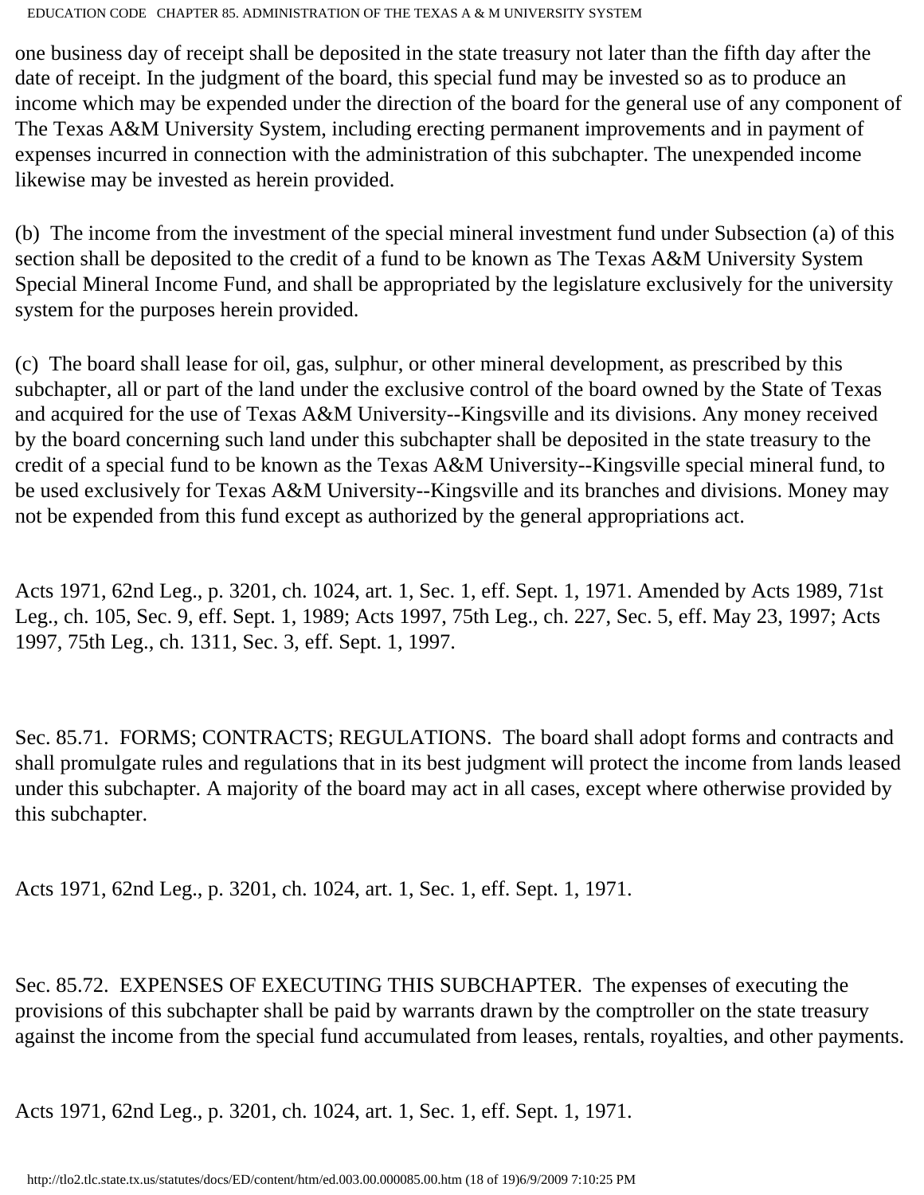one business day of receipt shall be deposited in the state treasury not later than the fifth day after the date of receipt. In the judgment of the board, this special fund may be invested so as to produce an income which may be expended under the direction of the board for the general use of any component of The Texas A&M University System, including erecting permanent improvements and in payment of expenses incurred in connection with the administration of this subchapter. The unexpended income likewise may be invested as herein provided.

(b) The income from the investment of the special mineral investment fund under Subsection (a) of this section shall be deposited to the credit of a fund to be known as The Texas A&M University System Special Mineral Income Fund, and shall be appropriated by the legislature exclusively for the university system for the purposes herein provided.

(c) The board shall lease for oil, gas, sulphur, or other mineral development, as prescribed by this subchapter, all or part of the land under the exclusive control of the board owned by the State of Texas and acquired for the use of Texas A&M University--Kingsville and its divisions. Any money received by the board concerning such land under this subchapter shall be deposited in the state treasury to the credit of a special fund to be known as the Texas A&M University--Kingsville special mineral fund, to be used exclusively for Texas A&M University--Kingsville and its branches and divisions. Money may not be expended from this fund except as authorized by the general appropriations act.

Acts 1971, 62nd Leg., p. 3201, ch. 1024, art. 1, Sec. 1, eff. Sept. 1, 1971. Amended by Acts 1989, 71st Leg., ch. 105, Sec. 9, eff. Sept. 1, 1989; Acts 1997, 75th Leg., ch. 227, Sec. 5, eff. May 23, 1997; Acts 1997, 75th Leg., ch. 1311, Sec. 3, eff. Sept. 1, 1997.

Sec. 85.71. FORMS; CONTRACTS; REGULATIONS. The board shall adopt forms and contracts and shall promulgate rules and regulations that in its best judgment will protect the income from lands leased under this subchapter. A majority of the board may act in all cases, except where otherwise provided by this subchapter.

Acts 1971, 62nd Leg., p. 3201, ch. 1024, art. 1, Sec. 1, eff. Sept. 1, 1971.

Sec. 85.72. EXPENSES OF EXECUTING THIS SUBCHAPTER. The expenses of executing the provisions of this subchapter shall be paid by warrants drawn by the comptroller on the state treasury against the income from the special fund accumulated from leases, rentals, royalties, and other payments.

Acts 1971, 62nd Leg., p. 3201, ch. 1024, art. 1, Sec. 1, eff. Sept. 1, 1971.